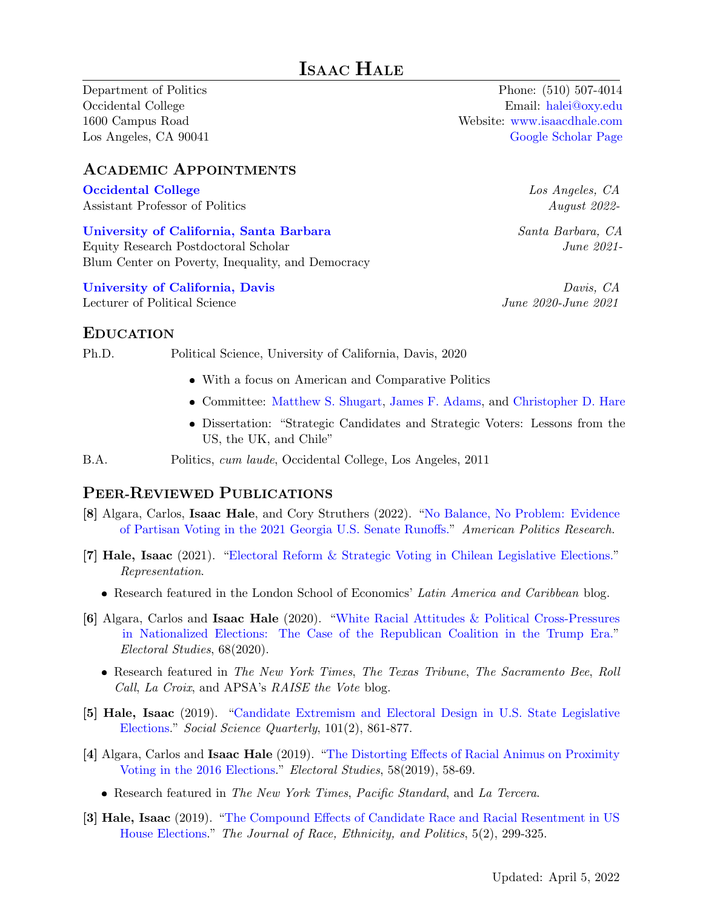# Isaac Hale

Department of Politics
Occidental College
1600 Campus Road
Los Angeles, CA 90041

Phone: (510) 507-4014
Email: halei@oxy.edu
Website: www.isaacdhale.com
Google Scholar Page

## Academic Appointments

**Occidental College** — *Los Angeles, CA*
Assistant Professor of Politics — *August 2022-*

**University of California, Santa Barbara** — *Santa Barbara, CA*
Equity Research Postdoctoral Scholar — *June 2021-*
Blum Center on Poverty, Inequality, and Democracy

**University of California, Davis** — *Davis, CA*
Lecturer of Political Science — *June 2020-June 2021*

## Education

Ph.D. Political Science, University of California, Davis, 2020

- With a focus on American and Comparative Politics
- Committee: Matthew S. Shugart, James F. Adams, and Christopher D. Hare
- Dissertation: "Strategic Candidates and Strategic Voters: Lessons from the US, the UK, and Chile"

B.A. Politics, *cum laude*, Occidental College, Los Angeles, 2011

## Peer-Reviewed Publications

**[8]** Algara, Carlos, **Isaac Hale**, and Cory Struthers (2022). "No Balance, No Problem: Evidence of Partisan Voting in the 2021 Georgia U.S. Senate Runoffs." *American Politics Research*.

**[7]** **Hale, Isaac** (2021). "Electoral Reform & Strategic Voting in Chilean Legislative Elections." *Representation*.

- Research featured in the London School of Economics' *Latin America and Caribbean* blog.

**[6]** Algara, Carlos and **Isaac Hale** (2020). "White Racial Attitudes & Political Cross-Pressures in Nationalized Elections: The Case of the Republican Coalition in the Trump Era." *Electoral Studies*, 68(2020).

- Research featured in *The New York Times*, *The Texas Tribune*, *The Sacramento Bee*, *Roll Call*, *La Croix*, and APSA's *RAISE the Vote* blog.

**[5]** **Hale, Isaac** (2019). "Candidate Extremism and Electoral Design in U.S. State Legislative Elections." *Social Science Quarterly*, 101(2), 861-877.

**[4]** Algara, Carlos and **Isaac Hale** (2019). "The Distorting Effects of Racial Animus on Proximity Voting in the 2016 Elections." *Electoral Studies*, 58(2019), 58-69.

- Research featured in *The New York Times*, *Pacific Standard*, and *La Tercera*.

**[3]** **Hale, Isaac** (2019). "The Compound Effects of Candidate Race and Racial Resentment in US House Elections." *The Journal of Race, Ethnicity, and Politics*, 5(2), 299-325.

Updated: April 5, 2022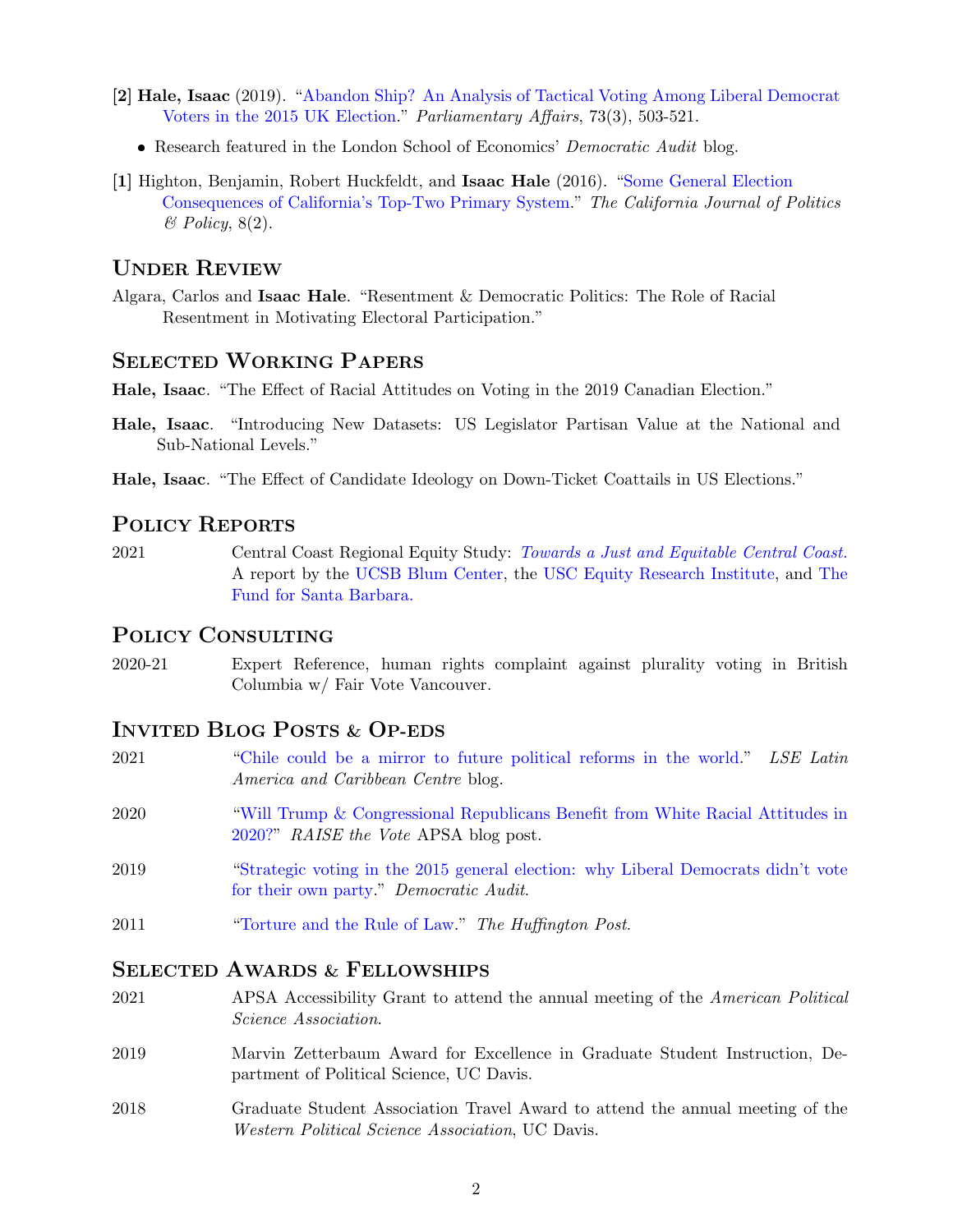[**2**] **Hale, Isaac** (2019). "Abandon Ship? An Analysis of Tactical Voting Among Liberal Democrat Voters in the 2015 UK Election." *Parliamentary Affairs*, 73(3), 503-521.

- Research featured in the London School of Economics' *Democratic Audit* blog.

[**1**] Highton, Benjamin, Robert Huckfeldt, and **Isaac Hale** (2016). "Some General Election Consequences of California's Top-Two Primary System." *The California Journal of Politics & Policy*, 8(2).

## Under Review

Algara, Carlos and **Isaac Hale**. "Resentment & Democratic Politics: The Role of Racial Resentment in Motivating Electoral Participation."

## Selected Working Papers

**Hale, Isaac**. "The Effect of Racial Attitudes on Voting in the 2019 Canadian Election."

**Hale, Isaac**. "Introducing New Datasets: US Legislator Partisan Value at the National and Sub-National Levels."

**Hale, Isaac**. "The Effect of Candidate Ideology on Down-Ticket Coattails in US Elections."

## Policy Reports

2021 Central Coast Regional Equity Study: *Towards a Just and Equitable Central Coast.* A report by the UCSB Blum Center, the USC Equity Research Institute, and The Fund for Santa Barbara.

## Policy Consulting

2020-21 Expert Reference, human rights complaint against plurality voting in British Columbia w/ Fair Vote Vancouver.

## Invited Blog Posts & Op-eds

2021 "Chile could be a mirror to future political reforms in the world." *LSE Latin America and Caribbean Centre* blog.

2020 "Will Trump & Congressional Republicans Benefit from White Racial Attitudes in 2020?" *RAISE the Vote* APSA blog post.

2019 "Strategic voting in the 2015 general election: why Liberal Democrats didn't vote for their own party." *Democratic Audit*.

2011 "Torture and the Rule of Law." *The Huffington Post*.

## Selected Awards & Fellowships

2021 APSA Accessibility Grant to attend the annual meeting of the *American Political Science Association*.

2019 Marvin Zetterbaum Award for Excellence in Graduate Student Instruction, Department of Political Science, UC Davis.

2018 Graduate Student Association Travel Award to attend the annual meeting of the *Western Political Science Association*, UC Davis.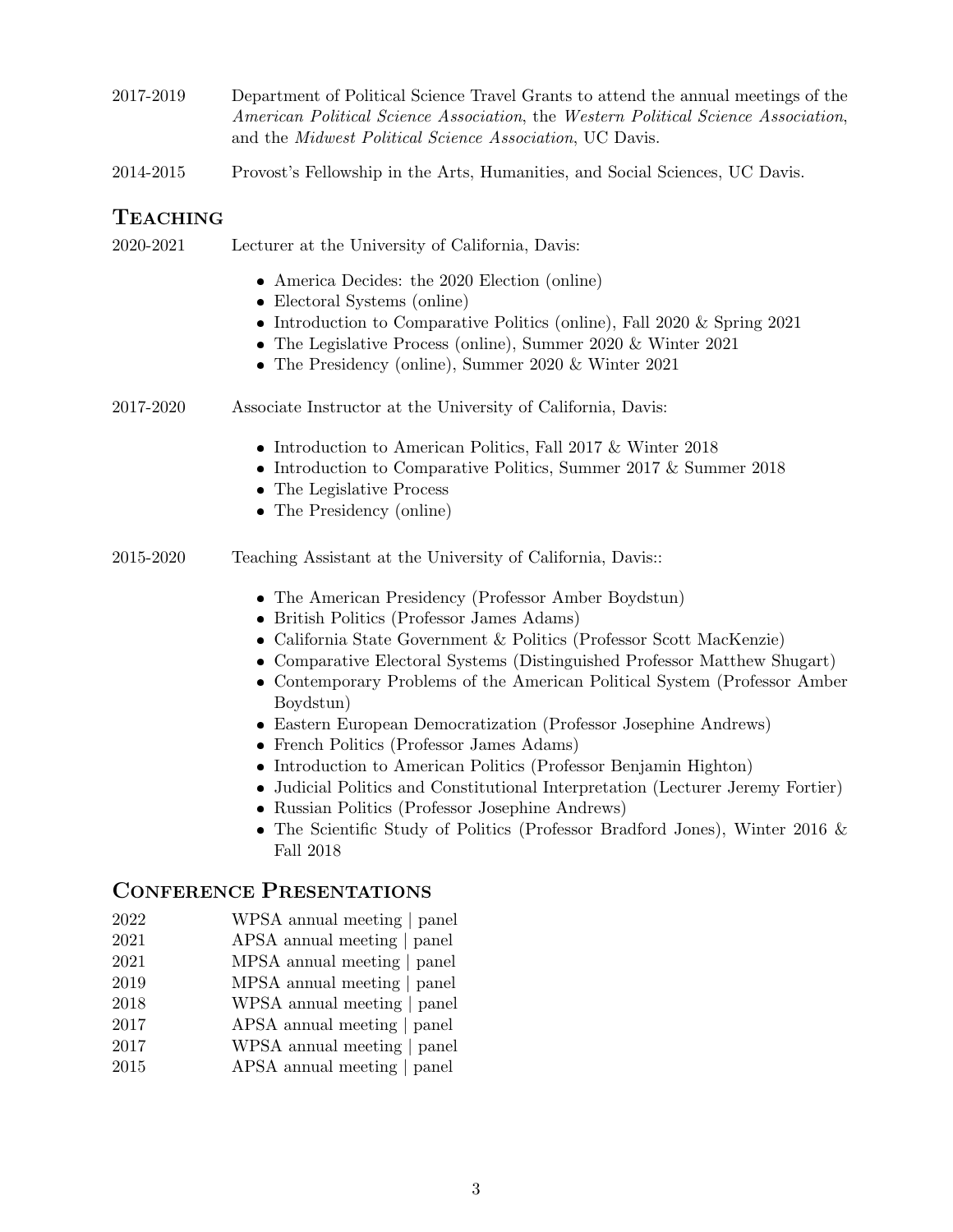2017-2019 Department of Political Science Travel Grants to attend the annual meetings of the *American Political Science Association*, the *Western Political Science Association*, and the *Midwest Political Science Association*, UC Davis.

2014-2015 Provost's Fellowship in the Arts, Humanities, and Social Sciences, UC Davis.

## Teaching

2020-2021 Lecturer at the University of California, Davis:

- America Decides: the 2020 Election (online)
- Electoral Systems (online)
- Introduction to Comparative Politics (online), Fall 2020 & Spring 2021
- The Legislative Process (online), Summer 2020 & Winter 2021
- The Presidency (online), Summer 2020 & Winter 2021

2017-2020 Associate Instructor at the University of California, Davis:

- Introduction to American Politics, Fall 2017 & Winter 2018
- Introduction to Comparative Politics, Summer 2017 & Summer 2018
- The Legislative Process
- The Presidency (online)

2015-2020 Teaching Assistant at the University of California, Davis::

- The American Presidency (Professor Amber Boydstun)
- British Politics (Professor James Adams)
- California State Government & Politics (Professor Scott MacKenzie)
- Comparative Electoral Systems (Distinguished Professor Matthew Shugart)
- Contemporary Problems of the American Political System (Professor Amber Boydstun)
- Eastern European Democratization (Professor Josephine Andrews)
- French Politics (Professor James Adams)
- Introduction to American Politics (Professor Benjamin Highton)
- Judicial Politics and Constitutional Interpretation (Lecturer Jeremy Fortier)
- Russian Politics (Professor Josephine Andrews)
- The Scientific Study of Politics (Professor Bradford Jones), Winter 2016 & Fall 2018

## Conference Presentations

2022 WPSA annual meeting | panel
2021 APSA annual meeting | panel
2021 MPSA annual meeting | panel
2019 MPSA annual meeting | panel
2018 WPSA annual meeting | panel
2017 APSA annual meeting | panel
2017 WPSA annual meeting | panel
2015 APSA annual meeting | panel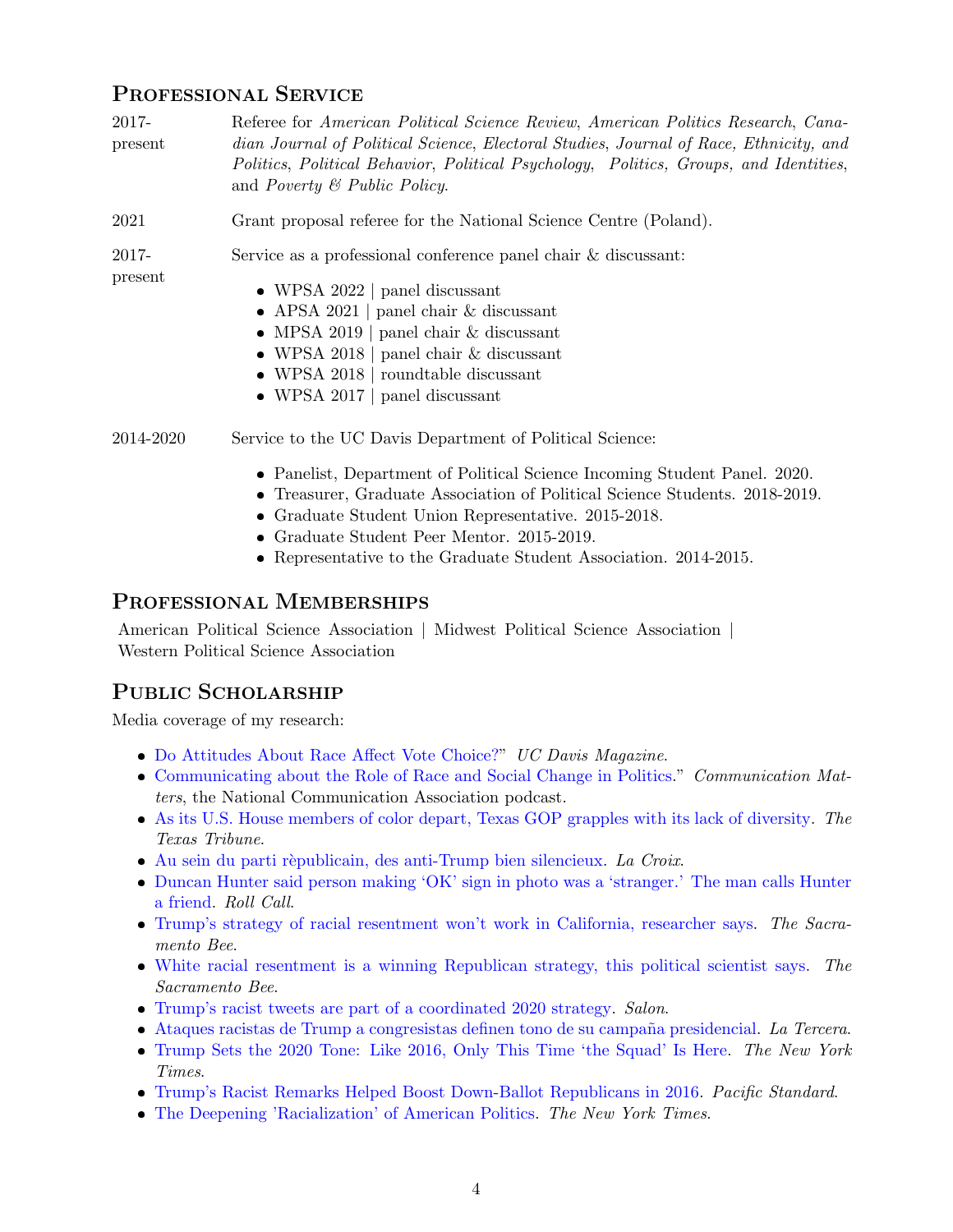## Professional Service

2017-present
Referee for *American Political Science Review*, *American Politics Research*, *Canadian Journal of Political Science*, *Electoral Studies*, *Journal of Race, Ethnicity, and Politics*, *Political Behavior*, *Political Psychology*, *Politics, Groups, and Identities*, and *Poverty & Public Policy*.

2021
Grant proposal referee for the National Science Centre (Poland).

2017-present
Service as a professional conference panel chair & discussant:

- WPSA 2022 | panel discussant
- APSA 2021 | panel chair & discussant
- MPSA 2019 | panel chair & discussant
- WPSA 2018 | panel chair & discussant
- WPSA 2018 | roundtable discussant
- WPSA 2017 | panel discussant

2014-2020
Service to the UC Davis Department of Political Science:

- Panelist, Department of Political Science Incoming Student Panel. 2020.
- Treasurer, Graduate Association of Political Science Students. 2018-2019.
- Graduate Student Union Representative. 2015-2018.
- Graduate Student Peer Mentor. 2015-2019.
- Representative to the Graduate Student Association. 2014-2015.

## Professional Memberships

American Political Science Association | Midwest Political Science Association | Western Political Science Association

## Public Scholarship

Media coverage of my research:

- Do Attitudes About Race Affect Vote Choice?" *UC Davis Magazine*.
- Communicating about the Role of Race and Social Change in Politics." *Communication Matters*, the National Communication Association podcast.
- As its U.S. House members of color depart, Texas GOP grapples with its lack of diversity. *The Texas Tribune*.
- Au sein du parti rèpublicain, des anti-Trump bien silencieux. *La Croix*.
- Duncan Hunter said person making 'OK' sign in photo was a 'stranger.' The man calls Hunter a friend. *Roll Call*.
- Trump's strategy of racial resentment won't work in California, researcher says. *The Sacramento Bee*.
- White racial resentment is a winning Republican strategy, this political scientist says. *The Sacramento Bee*.
- Trump's racist tweets are part of a coordinated 2020 strategy. *Salon*.
- Ataques racistas de Trump a congresistas definen tono de su campaña presidencial. *La Tercera*.
- Trump Sets the 2020 Tone: Like 2016, Only This Time 'the Squad' Is Here. *The New York Times*.
- Trump's Racist Remarks Helped Boost Down-Ballot Republicans in 2016. *Pacific Standard*.
- The Deepening 'Racialization' of American Politics. *The New York Times*.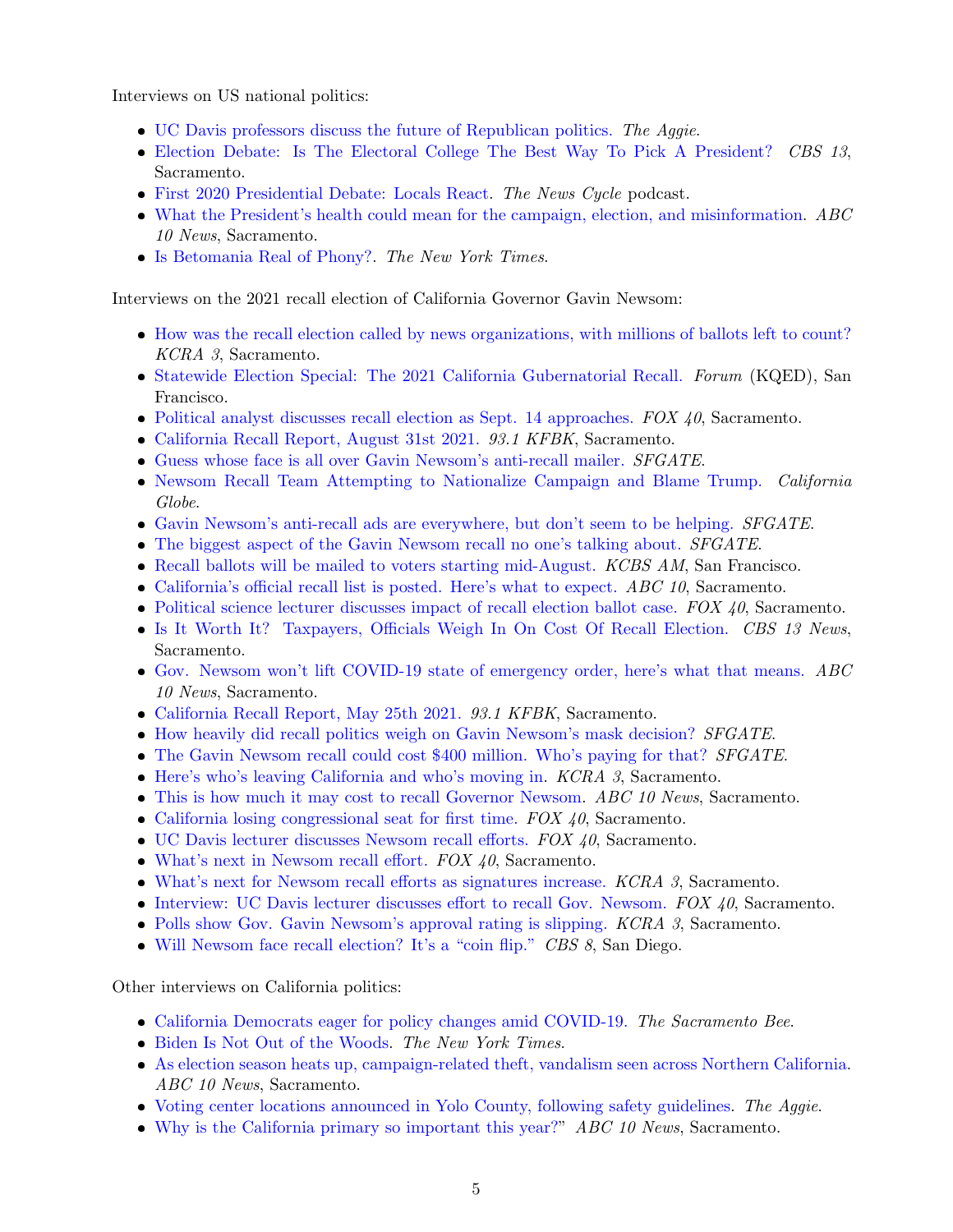Interviews on US national politics:

- UC Davis professors discuss the future of Republican politics. *The Aggie*.
- Election Debate: Is The Electoral College The Best Way To Pick A President? *CBS 13*, Sacramento.
- First 2020 Presidential Debate: Locals React. *The News Cycle* podcast.
- What the President's health could mean for the campaign, election, and misinformation. *ABC 10 News*, Sacramento.
- Is Betomania Real of Phony?. *The New York Times*.

Interviews on the 2021 recall election of California Governor Gavin Newsom:

- How was the recall election called by news organizations, with millions of ballots left to count? *KCRA 3*, Sacramento.
- Statewide Election Special: The 2021 California Gubernatorial Recall. *Forum* (KQED), San Francisco.
- Political analyst discusses recall election as Sept. 14 approaches. *FOX 40*, Sacramento.
- California Recall Report, August 31st 2021. *93.1 KFBK*, Sacramento.
- Guess whose face is all over Gavin Newsom's anti-recall mailer. *SFGATE*.
- Newsom Recall Team Attempting to Nationalize Campaign and Blame Trump. *California Globe*.
- Gavin Newsom's anti-recall ads are everywhere, but don't seem to be helping. *SFGATE*.
- The biggest aspect of the Gavin Newsom recall no one's talking about. *SFGATE*.
- Recall ballots will be mailed to voters starting mid-August. *KCBS AM*, San Francisco.
- California's official recall list is posted. Here's what to expect. *ABC 10*, Sacramento.
- Political science lecturer discusses impact of recall election ballot case. *FOX 40*, Sacramento.
- Is It Worth It? Taxpayers, Officials Weigh In On Cost Of Recall Election. *CBS 13 News*, Sacramento.
- Gov. Newsom won't lift COVID-19 state of emergency order, here's what that means. *ABC 10 News*, Sacramento.
- California Recall Report, May 25th 2021. *93.1 KFBK*, Sacramento.
- How heavily did recall politics weigh on Gavin Newsom's mask decision? *SFGATE*.
- The Gavin Newsom recall could cost $400 million. Who's paying for that? *SFGATE*.
- Here's who's leaving California and who's moving in. *KCRA 3*, Sacramento.
- This is how much it may cost to recall Governor Newsom. *ABC 10 News*, Sacramento.
- California losing congressional seat for first time. *FOX 40*, Sacramento.
- UC Davis lecturer discusses Newsom recall efforts. *FOX 40*, Sacramento.
- What's next in Newsom recall effort. *FOX 40*, Sacramento.
- What's next for Newsom recall efforts as signatures increase. *KCRA 3*, Sacramento.
- Interview: UC Davis lecturer discusses effort to recall Gov. Newsom. *FOX 40*, Sacramento.
- Polls show Gov. Gavin Newsom's approval rating is slipping. *KCRA 3*, Sacramento.
- Will Newsom face recall election? It's a "coin flip." *CBS 8*, San Diego.

Other interviews on California politics:

- California Democrats eager for policy changes amid COVID-19. *The Sacramento Bee*.
- Biden Is Not Out of the Woods. *The New York Times*.
- As election season heats up, campaign-related theft, vandalism seen across Northern California. *ABC 10 News*, Sacramento.
- Voting center locations announced in Yolo County, following safety guidelines. *The Aggie*.
- Why is the California primary so important this year?" *ABC 10 News*, Sacramento.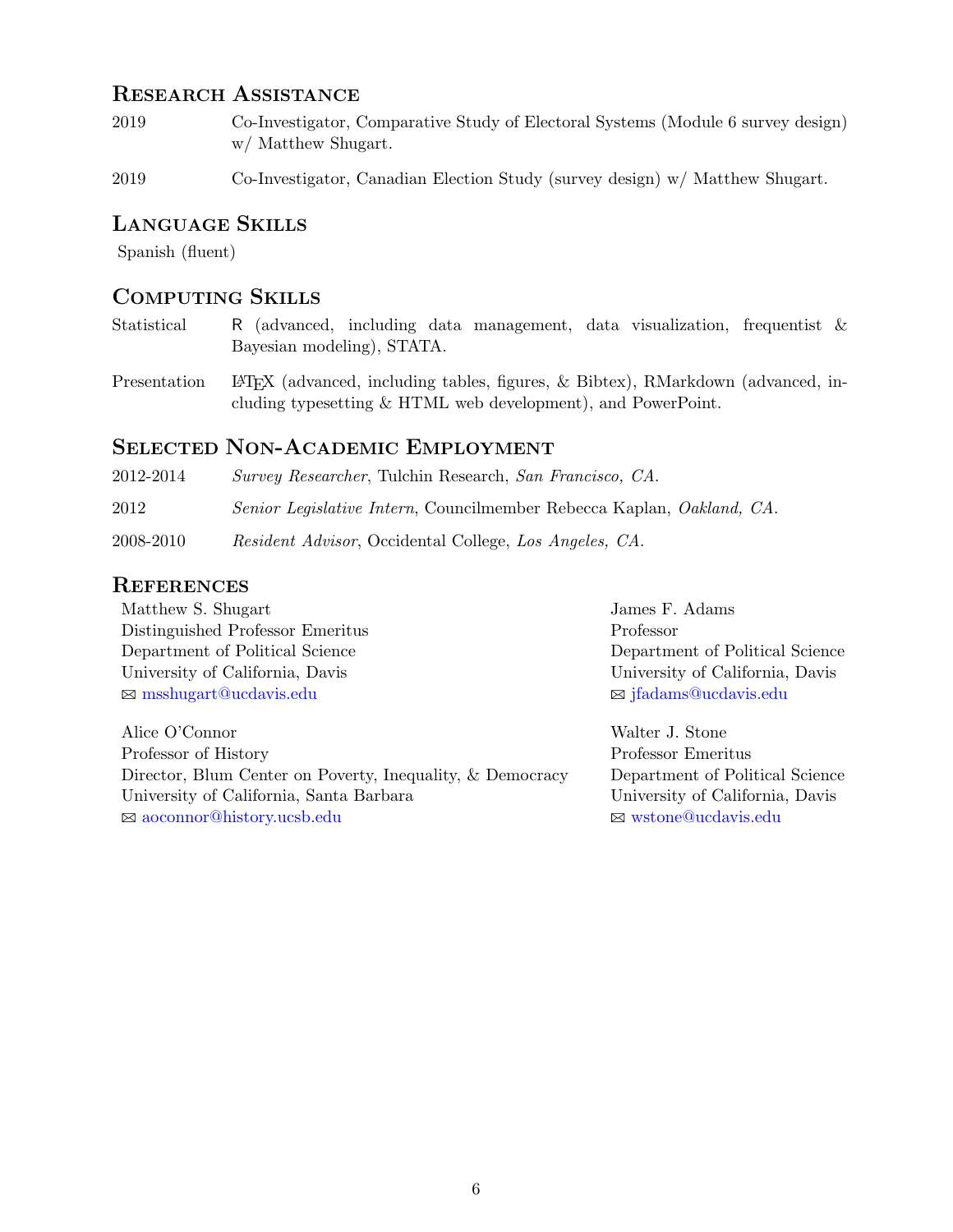## Research Assistance

2019 Co-Investigator, Comparative Study of Electoral Systems (Module 6 survey design) w/ Matthew Shugart.

2019 Co-Investigator, Canadian Election Study (survey design) w/ Matthew Shugart.

## Language Skills

Spanish (fluent)

## Computing Skills

Statistical R (advanced, including data management, data visualization, frequentist & Bayesian modeling), STATA.

Presentation LaTeX (advanced, including tables, figures, & Bibtex), RMarkdown (advanced, including typesetting & HTML web development), and PowerPoint.

## Selected Non-Academic Employment

2012-2014 *Survey Researcher*, Tulchin Research, *San Francisco, CA.*

2012 *Senior Legislative Intern*, Councilmember Rebecca Kaplan, *Oakland, CA.*

2008-2010 *Resident Advisor*, Occidental College, *Los Angeles, CA.*

## References

Matthew S. Shugart
Distinguished Professor Emeritus
Department of Political Science
University of California, Davis
✉ msshugart@ucdavis.edu

James F. Adams
Professor
Department of Political Science
University of California, Davis
✉ jfadams@ucdavis.edu

Alice O'Connor
Professor of History
Director, Blum Center on Poverty, Inequality, & Democracy
University of California, Santa Barbara
✉ aoconnor@history.ucsb.edu

Walter J. Stone
Professor Emeritus
Department of Political Science
University of California, Davis
✉ wstone@ucdavis.edu